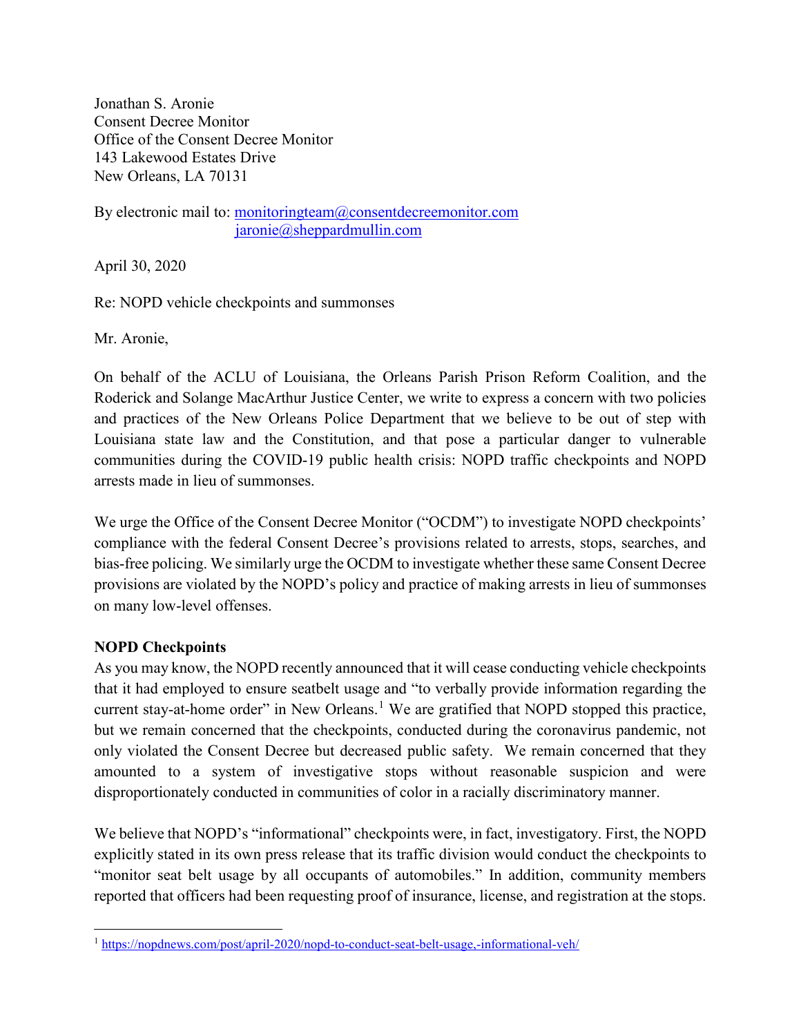Jonathan S. Aronie
Consent Decree Monitor
Office of the Consent Decree Monitor
143 Lakewood Estates Drive
New Orleans, LA 70131

By electronic mail to: monitoringteam@consentdecreemonitor.com
jaronie@sheppardmullin.com

April 30, 2020

Re: NOPD vehicle checkpoints and summonses

Mr. Aronie,

On behalf of the ACLU of Louisiana, the Orleans Parish Prison Reform Coalition, and the Roderick and Solange MacArthur Justice Center, we write to express a concern with two policies and practices of the New Orleans Police Department that we believe to be out of step with Louisiana state law and the Constitution, and that pose a particular danger to vulnerable communities during the COVID-19 public health crisis: NOPD traffic checkpoints and NOPD arrests made in lieu of summonses.

We urge the Office of the Consent Decree Monitor ("OCDM") to investigate NOPD checkpoints' compliance with the federal Consent Decree's provisions related to arrests, stops, searches, and bias-free policing. We similarly urge the OCDM to investigate whether these same Consent Decree provisions are violated by the NOPD's policy and practice of making arrests in lieu of summonses on many low-level offenses.

**NOPD Checkpoints**

As you may know, the NOPD recently announced that it will cease conducting vehicle checkpoints that it had employed to ensure seatbelt usage and "to verbally provide information regarding the current stay-at-home order" in New Orleans.[1] We are gratified that NOPD stopped this practice, but we remain concerned that the checkpoints, conducted during the coronavirus pandemic, not only violated the Consent Decree but decreased public safety. We remain concerned that they amounted to a system of investigative stops without reasonable suspicion and were disproportionately conducted in communities of color in a racially discriminatory manner.

We believe that NOPD's "informational" checkpoints were, in fact, investigatory. First, the NOPD explicitly stated in its own press release that its traffic division would conduct the checkpoints to "monitor seat belt usage by all occupants of automobiles." In addition, community members reported that officers had been requesting proof of insurance, license, and registration at the stops.

[1] https://nopdnews.com/post/april-2020/nopd-to-conduct-seat-belt-usage,-informational-veh/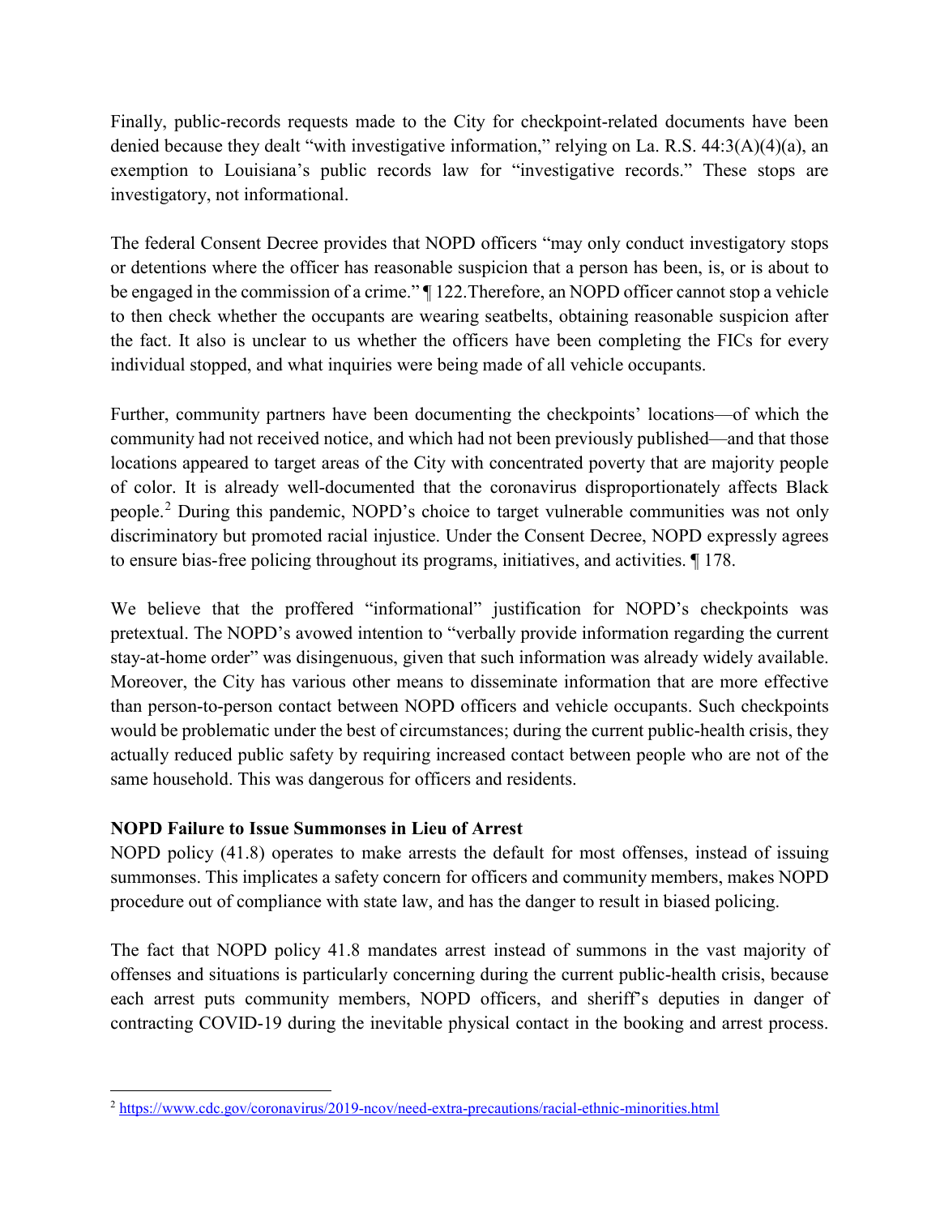Finally, public-records requests made to the City for checkpoint-related documents have been denied because they dealt "with investigative information," relying on La. R.S. 44:3(A)(4)(a), an exemption to Louisiana's public records law for "investigative records." These stops are investigatory, not informational.

The federal Consent Decree provides that NOPD officers "may only conduct investigatory stops or detentions where the officer has reasonable suspicion that a person has been, is, or is about to be engaged in the commission of a crime." ¶ 122.Therefore, an NOPD officer cannot stop a vehicle to then check whether the occupants are wearing seatbelts, obtaining reasonable suspicion after the fact. It also is unclear to us whether the officers have been completing the FICs for every individual stopped, and what inquiries were being made of all vehicle occupants.

Further, community partners have been documenting the checkpoints' locations—of which the community had not received notice, and which had not been previously published—and that those locations appeared to target areas of the City with concentrated poverty that are majority people of color. It is already well-documented that the coronavirus disproportionately affects Black people.[2] During this pandemic, NOPD's choice to target vulnerable communities was not only discriminatory but promoted racial injustice. Under the Consent Decree, NOPD expressly agrees to ensure bias-free policing throughout its programs, initiatives, and activities. ¶ 178.

We believe that the proffered "informational" justification for NOPD's checkpoints was pretextual. The NOPD's avowed intention to "verbally provide information regarding the current stay-at-home order" was disingenuous, given that such information was already widely available. Moreover, the City has various other means to disseminate information that are more effective than person-to-person contact between NOPD officers and vehicle occupants. Such checkpoints would be problematic under the best of circumstances; during the current public-health crisis, they actually reduced public safety by requiring increased contact between people who are not of the same household. This was dangerous for officers and residents.

**NOPD Failure to Issue Summonses in Lieu of Arrest**

NOPD policy (41.8) operates to make arrests the default for most offenses, instead of issuing summonses. This implicates a safety concern for officers and community members, makes NOPD procedure out of compliance with state law, and has the danger to result in biased policing.

The fact that NOPD policy 41.8 mandates arrest instead of summons in the vast majority of offenses and situations is particularly concerning during the current public-health crisis, because each arrest puts community members, NOPD officers, and sheriff's deputies in danger of contracting COVID-19 during the inevitable physical contact in the booking and arrest process.

---

[2] https://www.cdc.gov/coronavirus/2019-ncov/need-extra-precautions/racial-ethnic-minorities.html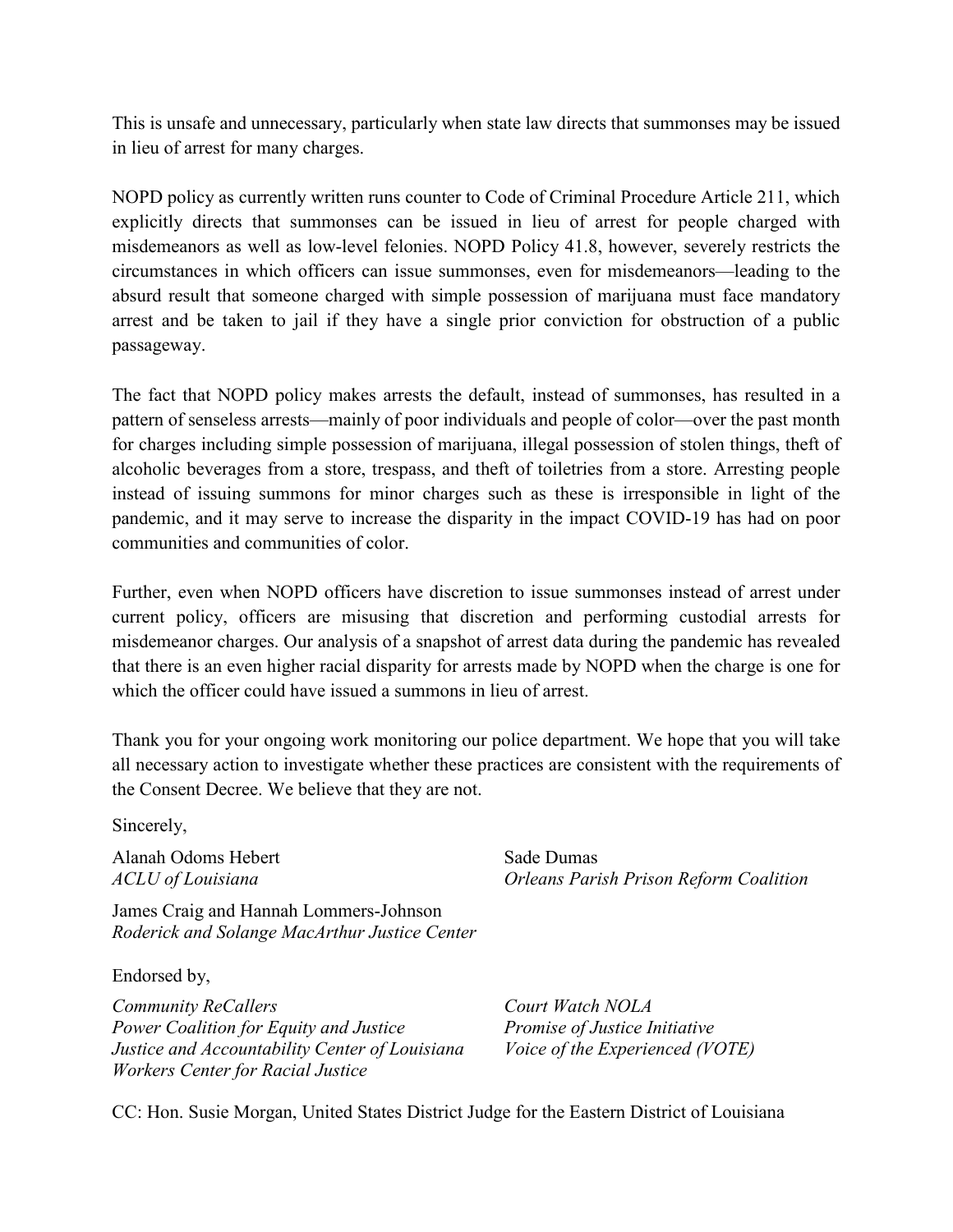This is unsafe and unnecessary, particularly when state law directs that summonses may be issued in lieu of arrest for many charges.

NOPD policy as currently written runs counter to Code of Criminal Procedure Article 211, which explicitly directs that summonses can be issued in lieu of arrest for people charged with misdemeanors as well as low-level felonies. NOPD Policy 41.8, however, severely restricts the circumstances in which officers can issue summonses, even for misdemeanors—leading to the absurd result that someone charged with simple possession of marijuana must face mandatory arrest and be taken to jail if they have a single prior conviction for obstruction of a public passageway.

The fact that NOPD policy makes arrests the default, instead of summonses, has resulted in a pattern of senseless arrests—mainly of poor individuals and people of color—over the past month for charges including simple possession of marijuana, illegal possession of stolen things, theft of alcoholic beverages from a store, trespass, and theft of toiletries from a store. Arresting people instead of issuing summons for minor charges such as these is irresponsible in light of the pandemic, and it may serve to increase the disparity in the impact COVID-19 has had on poor communities and communities of color.

Further, even when NOPD officers have discretion to issue summonses instead of arrest under current policy, officers are misusing that discretion and performing custodial arrests for misdemeanor charges. Our analysis of a snapshot of arrest data during the pandemic has revealed that there is an even higher racial disparity for arrests made by NOPD when the charge is one for which the officer could have issued a summons in lieu of arrest.

Thank you for your ongoing work monitoring our police department. We hope that you will take all necessary action to investigate whether these practices are consistent with the requirements of the Consent Decree. We believe that they are not.

Sincerely,

Alanah Odoms Hebert
*ACLU of Louisiana*

Sade Dumas
*Orleans Parish Prison Reform Coalition*

James Craig and Hannah Lommers-Johnson
*Roderick and Solange MacArthur Justice Center*

Endorsed by,

*Community ReCallers*
*Power Coalition for Equity and Justice*
*Justice and Accountability Center of Louisiana*
*Workers Center for Racial Justice*
*Court Watch NOLA*
*Promise of Justice Initiative*
*Voice of the Experienced (VOTE)*

CC: Hon. Susie Morgan, United States District Judge for the Eastern District of Louisiana